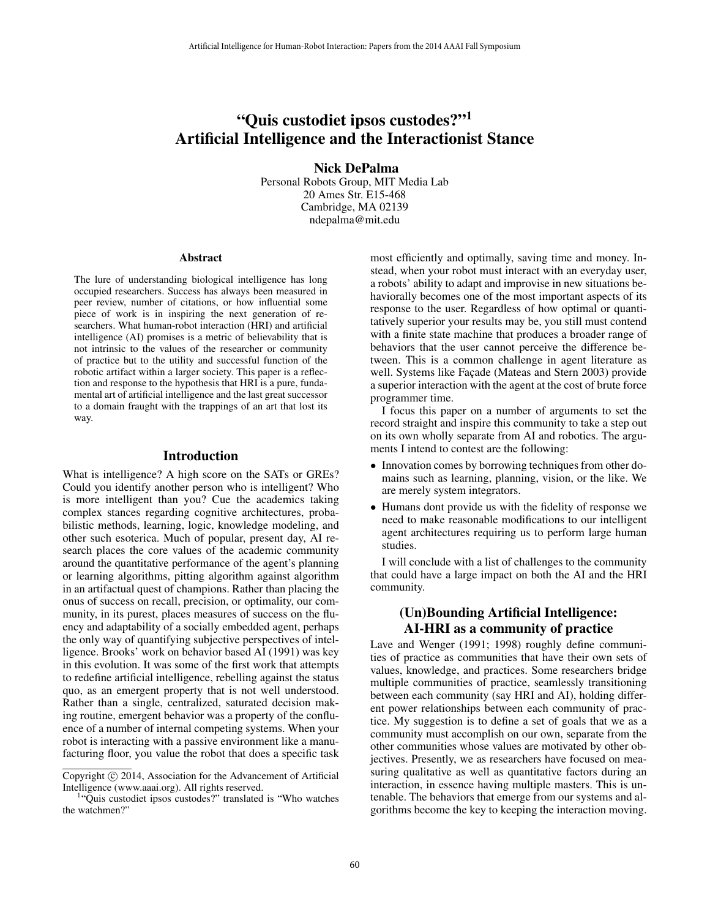# "Quis custodiet ipsos custodes?"[1] Artificial Intelligence and the Interactionist Stance

**Nick DePalma**

Personal Robots Group, MIT Media Lab
20 Ames Str. E15-468
Cambridge, MA 02139
ndepalma@mit.edu

### Abstract

The lure of understanding biological intelligence has long occupied researchers. Success has always been measured in peer review, number of citations, or how influential some piece of work is in inspiring the next generation of researchers. What human-robot interaction (HRI) and artificial intelligence (AI) promises is a metric of believability that is not intrinsic to the values of the researcher or community of practice but to the utility and successful function of the robotic artifact within a larger society. This paper is a reflection and response to the hypothesis that HRI is a pure, fundamental art of artificial intelligence and the last great successor to a domain fraught with the trappings of an art that lost its way.

## Introduction

What is intelligence? A high score on the SATs or GREs? Could you identify another person who is intelligent? Who is more intelligent than you? Cue the academics taking complex stances regarding cognitive architectures, probabilistic methods, learning, logic, knowledge modeling, and other such esoterica. Much of popular, present day, AI research places the core values of the academic community around the quantitative performance of the agent's planning or learning algorithms, pitting algorithm against algorithm in an artifactual quest of champions. Rather than placing the onus of success on recall, precision, or optimality, our community, in its purest, places measures of success on the fluency and adaptability of a socially embedded agent, perhaps the only way of quantifying subjective perspectives of intelligence. Brooks' work on behavior based AI (1991) was key in this evolution. It was some of the first work that attempts to redefine artificial intelligence, rebelling against the status quo, as an emergent property that is not well understood. Rather than a single, centralized, saturated decision making routine, emergent behavior was a property of the confluence of a number of internal competing systems. When your robot is interacting with a passive environment like a manufacturing floor, you value the robot that does a specific task most efficiently and optimally, saving time and money. Instead, when your robot must interact with an everyday user, a robots' ability to adapt and improvise in new situations behaviorally becomes one of the most important aspects of its response to the user. Regardless of how optimal or quantitatively superior your results may be, you still must contend with a finite state machine that produces a broader range of behaviors that the user cannot perceive the difference between. This is a common challenge in agent literature as well. Systems like Façade (Mateas and Stern 2003) provide a superior interaction with the agent at the cost of brute force programmer time.

I focus this paper on a number of arguments to set the record straight and inspire this community to take a step out on its own wholly separate from AI and robotics. The arguments I intend to contest are the following:

- Innovation comes by borrowing techniques from other domains such as learning, planning, vision, or the like. We are merely system integrators.
- Humans dont provide us with the fidelity of response we need to make reasonable modifications to our intelligent agent architectures requiring us to perform large human studies.

I will conclude with a list of challenges to the community that could have a large impact on both the AI and the HRI community.

## (Un)Bounding Artificial Intelligence: AI-HRI as a community of practice

Lave and Wenger (1991; 1998) roughly define communities of practice as communities that have their own sets of values, knowledge, and practices. Some researchers bridge multiple communities of practice, seamlessly transitioning between each community (say HRI and AI), holding different power relationships between each community of practice. My suggestion is to define a set of goals that we as a community must accomplish on our own, separate from the other communities whose values are motivated by other objectives. Presently, we as researchers have focused on measuring qualitative as well as quantitative factors during an interaction, in essence having multiple masters. This is untenable. The behaviors that emerge from our systems and algorithms become the key to keeping the interaction moving.

Copyright © 2014, Association for the Advancement of Artificial Intelligence (www.aaai.org). All rights reserved.

[1] "Quis custodiet ipsos custodes?" translated is "Who watches the watchmen?"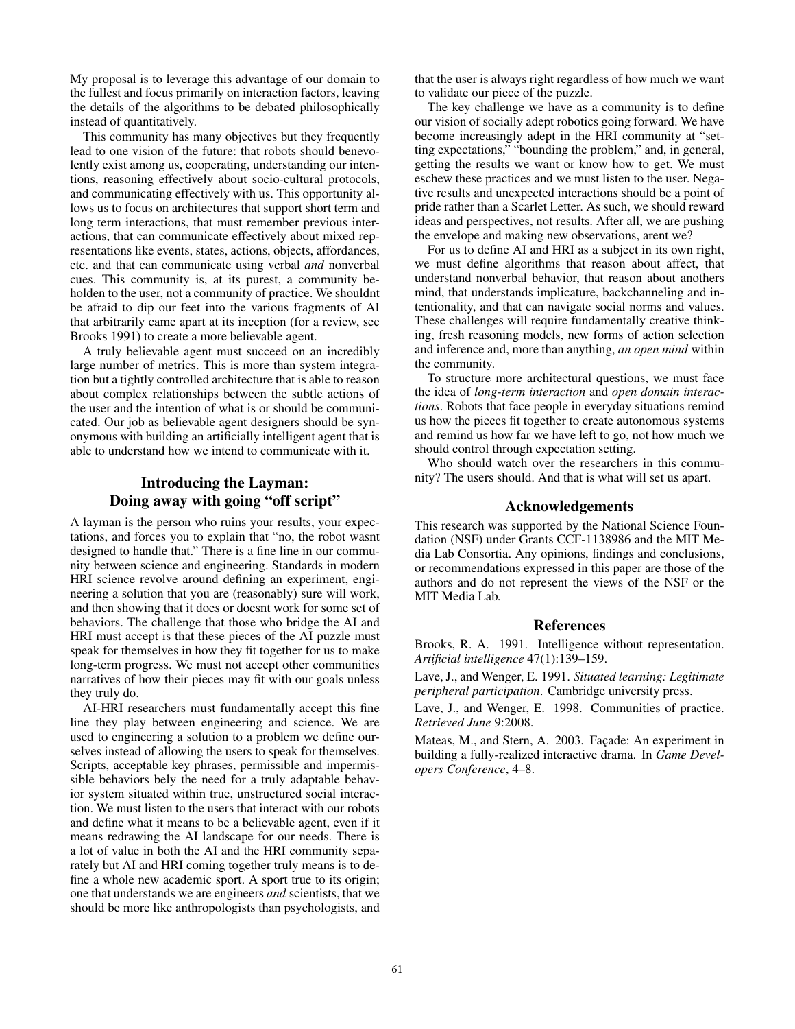My proposal is to leverage this advantage of our domain to the fullest and focus primarily on interaction factors, leaving the details of the algorithms to be debated philosophically instead of quantitatively.

This community has many objectives but they frequently lead to one vision of the future: that robots should benevolently exist among us, cooperating, understanding our intentions, reasoning effectively about socio-cultural protocols, and communicating effectively with us. This opportunity allows us to focus on architectures that support short term and long term interactions, that must remember previous interactions, that can communicate effectively about mixed representations like events, states, actions, objects, affordances, etc. and that can communicate using verbal *and* nonverbal cues. This community is, at its purest, a community beholden to the user, not a community of practice. We shouldnt be afraid to dip our feet into the various fragments of AI that arbitrarily came apart at its inception (for a review, see Brooks 1991) to create a more believable agent.

A truly believable agent must succeed on an incredibly large number of metrics. This is more than system integration but a tightly controlled architecture that is able to reason about complex relationships between the subtle actions of the user and the intention of what is or should be communicated. Our job as believable agent designers should be synonymous with building an artificially intelligent agent that is able to understand how we intend to communicate with it.

## Introducing the Layman: Doing away with going "off script"

A layman is the person who ruins your results, your expectations, and forces you to explain that "no, the robot wasnt designed to handle that." There is a fine line in our community between science and engineering. Standards in modern HRI science revolve around defining an experiment, engineering a solution that you are (reasonably) sure will work, and then showing that it does or doesnt work for some set of behaviors. The challenge that those who bridge the AI and HRI must accept is that these pieces of the AI puzzle must speak for themselves in how they fit together for us to make long-term progress. We must not accept other communities narratives of how their pieces may fit with our goals unless they truly do.

AI-HRI researchers must fundamentally accept this fine line they play between engineering and science. We are used to engineering a solution to a problem we define ourselves instead of allowing the users to speak for themselves. Scripts, acceptable key phrases, permissible and impermissible behaviors bely the need for a truly adaptable behavior system situated within true, unstructured social interaction. We must listen to the users that interact with our robots and define what it means to be a believable agent, even if it means redrawing the AI landscape for our needs. There is a lot of value in both the AI and the HRI community separately but AI and HRI coming together truly means is to define a whole new academic sport. A sport true to its origin; one that understands we are engineers *and* scientists, that we should be more like anthropologists than psychologists, and that the user is always right regardless of how much we want to validate our piece of the puzzle.

The key challenge we have as a community is to define our vision of socially adept robotics going forward. We have become increasingly adept in the HRI community at "setting expectations," "bounding the problem," and, in general, getting the results we want or know how to get. We must eschew these practices and we must listen to the user. Negative results and unexpected interactions should be a point of pride rather than a Scarlet Letter. As such, we should reward ideas and perspectives, not results. After all, we are pushing the envelope and making new observations, arent we?

For us to define AI and HRI as a subject in its own right, we must define algorithms that reason about affect, that understand nonverbal behavior, that reason about anothers mind, that understands implicature, backchanneling and intentionality, and that can navigate social norms and values. These challenges will require fundamentally creative thinking, fresh reasoning models, new forms of action selection and inference and, more than anything, *an open mind* within the community.

To structure more architectural questions, we must face the idea of *long-term interaction* and *open domain interactions*. Robots that face people in everyday situations remind us how the pieces fit together to create autonomous systems and remind us how far we have left to go, not how much we should control through expectation setting.

Who should watch over the researchers in this community? The users should. And that is what will set us apart.

## Acknowledgements

This research was supported by the National Science Foundation (NSF) under Grants CCF-1138986 and the MIT Media Lab Consortia. Any opinions, findings and conclusions, or recommendations expressed in this paper are those of the authors and do not represent the views of the NSF or the MIT Media Lab.

## References

Brooks, R. A. 1991. Intelligence without representation. *Artificial intelligence* 47(1):139–159.

Lave, J., and Wenger, E. 1991. *Situated learning: Legitimate peripheral participation*. Cambridge university press.

Lave, J., and Wenger, E. 1998. Communities of practice. *Retrieved June* 9:2008.

Mateas, M., and Stern, A. 2003. Façade: An experiment in building a fully-realized interactive drama. In *Game Developers Conference*, 4–8.